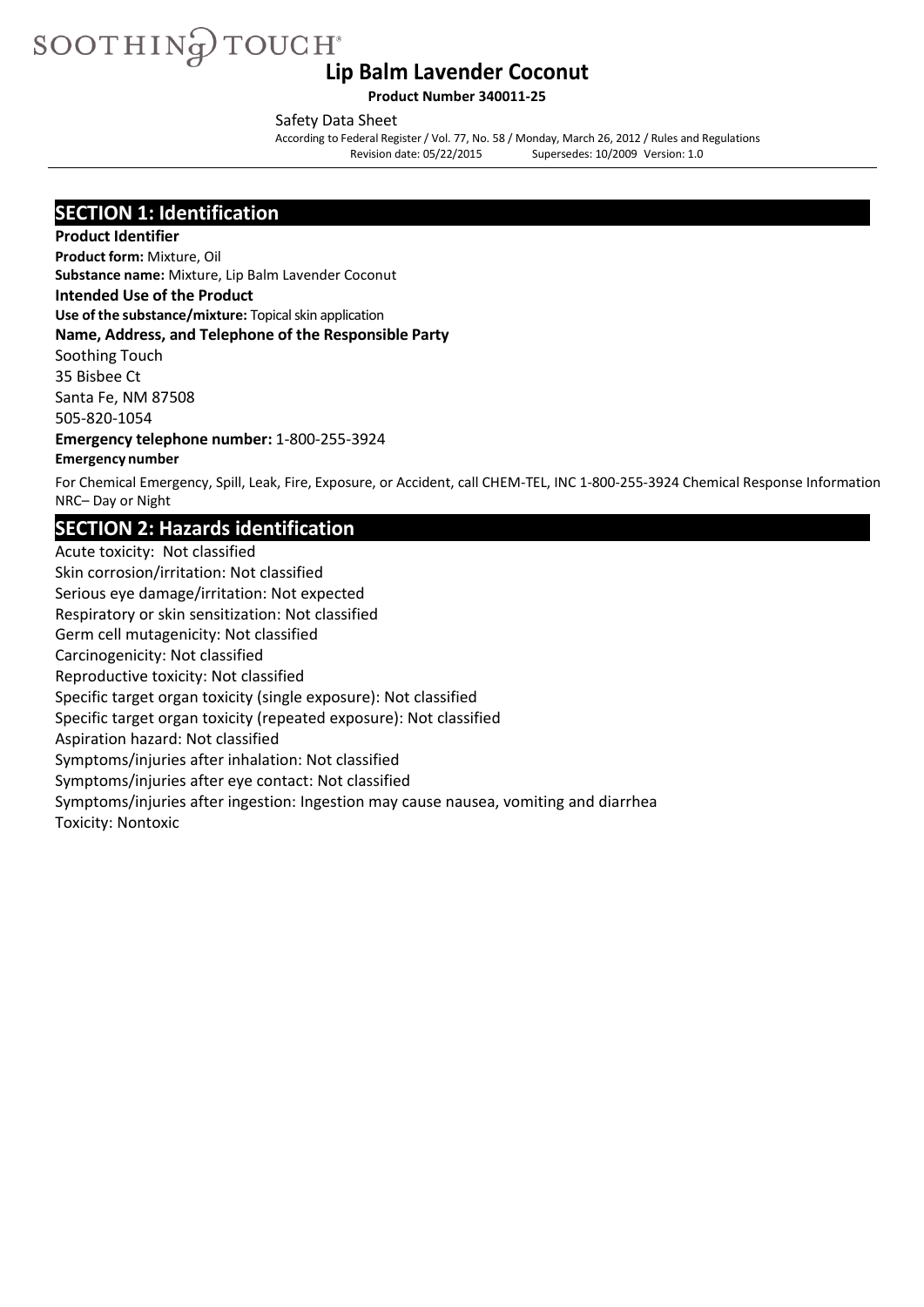SOOTHING TOUCH®

# Lip Balm Lavender Coconut

**Product Number 340011-25**

Safety Data Sheet

According to Federal Register / Vol. 77, No. 58 / Monday, March 26, 2012 / Rules and Regulations
Revision date: 05/22/2015 Supersedes: 10/2009 Version: 1.0

## SECTION 1: Identification

**Product Identifier**

**Product form:** Mixture, Oil

**Substance name:** Mixture, Lip Balm Lavender Coconut

**Intended Use of the Product**

**Use of the substance/mixture:** Topical skin application

**Name, Address, and Telephone of the Responsible Party**

Soothing Touch
35 Bisbee Ct
Santa Fe, NM 87508
505-820-1054

**Emergency telephone number:** 1-800-255-3924

**Emergency number**

For Chemical Emergency, Spill, Leak, Fire, Exposure, or Accident, call CHEM-TEL, INC 1-800-255-3924 Chemical Response Information NRC– Day or Night

## SECTION 2: Hazards identification

Acute toxicity: Not classified
Skin corrosion/irritation: Not classified
Serious eye damage/irritation: Not expected
Respiratory or skin sensitization: Not classified
Germ cell mutagenicity: Not classified
Carcinogenicity: Not classified
Reproductive toxicity: Not classified
Specific target organ toxicity (single exposure): Not classified
Specific target organ toxicity (repeated exposure): Not classified
Aspiration hazard: Not classified
Symptoms/injuries after inhalation: Not classified
Symptoms/injuries after eye contact: Not classified
Symptoms/injuries after ingestion: Ingestion may cause nausea, vomiting and diarrhea
Toxicity: Nontoxic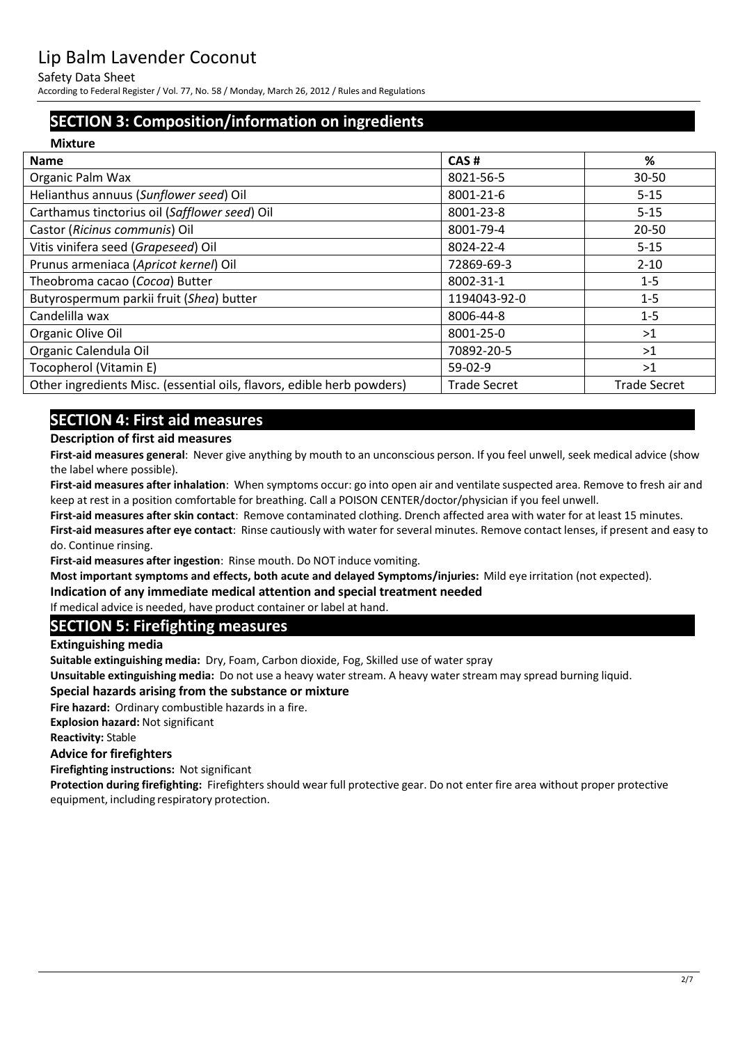## SECTION 3: Composition/information on ingredients

**Mixture**

| Name | CAS # | % |
|---|---|---|
| Organic Palm Wax | 8021-56-5 | 30-50 |
| Helianthus annuus (*Sunflower seed*) Oil | 8001-21-6 | 5-15 |
| Carthamus tinctorius oil (*Safflower seed*) Oil | 8001-23-8 | 5-15 |
| Castor (*Ricinus communis*) Oil | 8001-79-4 | 20-50 |
| Vitis vinifera seed (*Grapeseed*) Oil | 8024-22-4 | 5-15 |
| Prunus armeniaca (*Apricot kernel*) Oil | 72869-69-3 | 2-10 |
| Theobroma cacao (*Cocoa*) Butter | 8002-31-1 | 1-5 |
| Butyrospermum parkii fruit (*Shea*) butter | 1194043-92-0 | 1-5 |
| Candelilla wax | 8006-44-8 | 1-5 |
| Organic Olive Oil | 8001-25-0 | >1 |
| Organic Calendula Oil | 70892-20-5 | >1 |
| Tocopherol (Vitamin E) | 59-02-9 | >1 |
| Other ingredients Misc. (essential oils, flavors, edible herb powders) | Trade Secret | Trade Secret |

## SECTION 4: First aid measures

**Description of first aid measures**

**First-aid measures general**: Never give anything by mouth to an unconscious person. If you feel unwell, seek medical advice (show the label where possible).

**First-aid measures after inhalation**: When symptoms occur: go into open air and ventilate suspected area. Remove to fresh air and keep at rest in a position comfortable for breathing. Call a POISON CENTER/doctor/physician if you feel unwell.

**First-aid measures after skin contact**: Remove contaminated clothing. Drench affected area with water for at least 15 minutes.

**First-aid measures after eye contact**: Rinse cautiously with water for several minutes. Remove contact lenses, if present and easy to do. Continue rinsing.

**First-aid measures after ingestion**: Rinse mouth. Do NOT induce vomiting.

**Most important symptoms and effects, both acute and delayed Symptoms/injuries:** Mild eye irritation (not expected).

**Indication of any immediate medical attention and special treatment needed**

If medical advice is needed, have product container or label at hand.

## SECTION 5: Firefighting measures

**Extinguishing media**

**Suitable extinguishing media:** Dry, Foam, Carbon dioxide, Fog, Skilled use of water spray

**Unsuitable extinguishing media:** Do not use a heavy water stream. A heavy water stream may spread burning liquid.

**Special hazards arising from the substance or mixture**

**Fire hazard:** Ordinary combustible hazards in a fire.

**Explosion hazard:** Not significant

**Reactivity:** Stable

**Advice for firefighters**

**Firefighting instructions:** Not significant

**Protection during firefighting:** Firefighters should wear full protective gear. Do not enter fire area without proper protective equipment, including respiratory protection.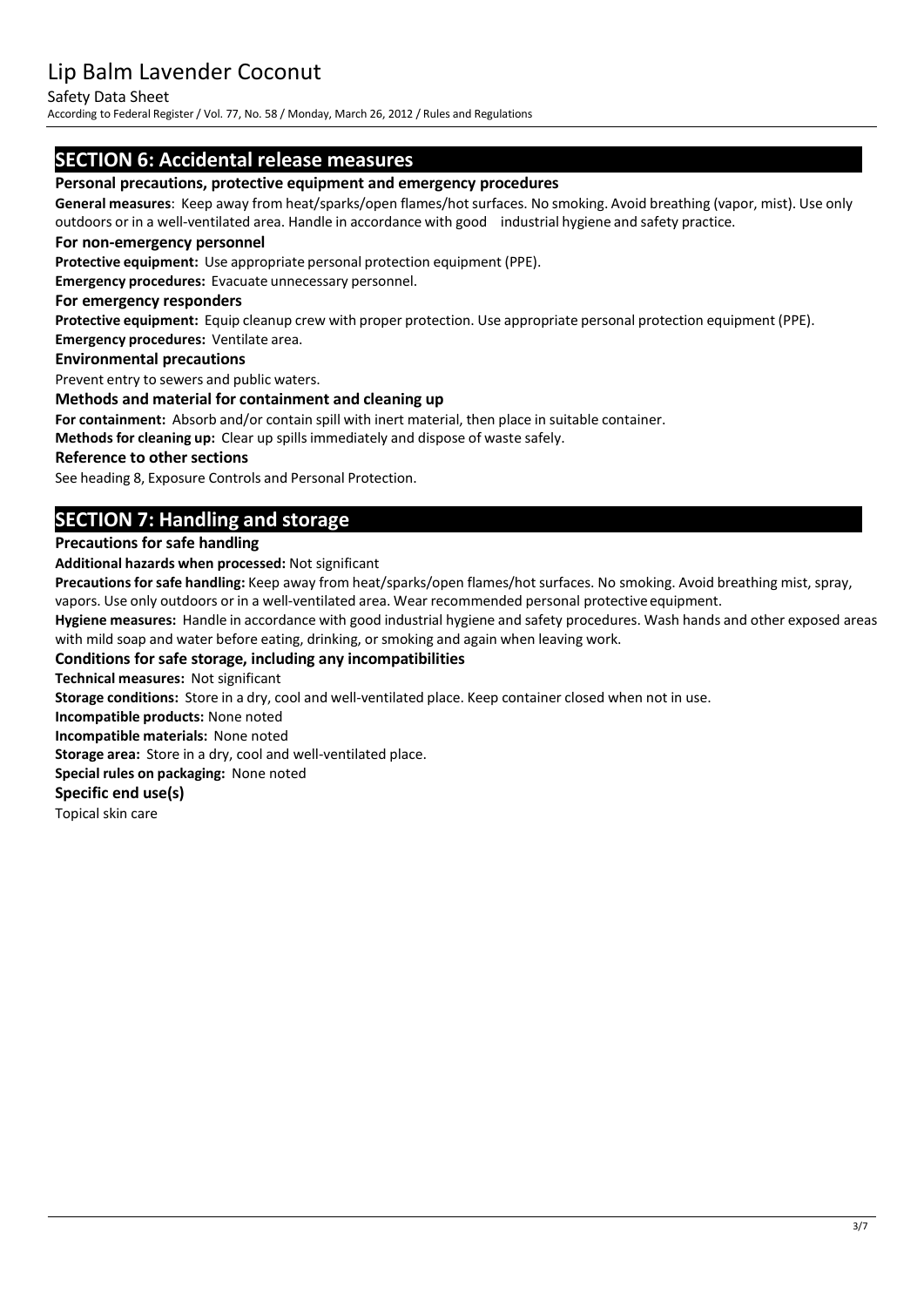## SECTION 6: Accidental release measures

### Personal precautions, protective equipment and emergency procedures

**General measures**: Keep away from heat/sparks/open flames/hot surfaces. No smoking. Avoid breathing (vapor, mist). Use only outdoors or in a well-ventilated area. Handle in accordance with good industrial hygiene and safety practice.

### For non-emergency personnel

**Protective equipment:** Use appropriate personal protection equipment (PPE).

**Emergency procedures:** Evacuate unnecessary personnel.

### For emergency responders

**Protective equipment:** Equip cleanup crew with proper protection. Use appropriate personal protection equipment (PPE).

**Emergency procedures:** Ventilate area.

### Environmental precautions

Prevent entry to sewers and public waters.

### Methods and material for containment and cleaning up

**For containment:** Absorb and/or contain spill with inert material, then place in suitable container.

**Methods for cleaning up:** Clear up spills immediately and dispose of waste safely.

### Reference to other sections

See heading 8, Exposure Controls and Personal Protection.

## SECTION 7: Handling and storage

### Precautions for safe handling

**Additional hazards when processed:** Not significant

**Precautions for safe handling:** Keep away from heat/sparks/open flames/hot surfaces. No smoking. Avoid breathing mist, spray, vapors. Use only outdoors or in a well-ventilated area. Wear recommended personal protective equipment.

**Hygiene measures:** Handle in accordance with good industrial hygiene and safety procedures. Wash hands and other exposed areas with mild soap and water before eating, drinking, or smoking and again when leaving work.

### Conditions for safe storage, including any incompatibilities

**Technical measures:** Not significant

**Storage conditions:** Store in a dry, cool and well-ventilated place. Keep container closed when not in use.

**Incompatible products:** None noted

**Incompatible materials:** None noted

**Storage area:** Store in a dry, cool and well-ventilated place.

**Special rules on packaging:** None noted

### Specific end use(s)

Topical skin care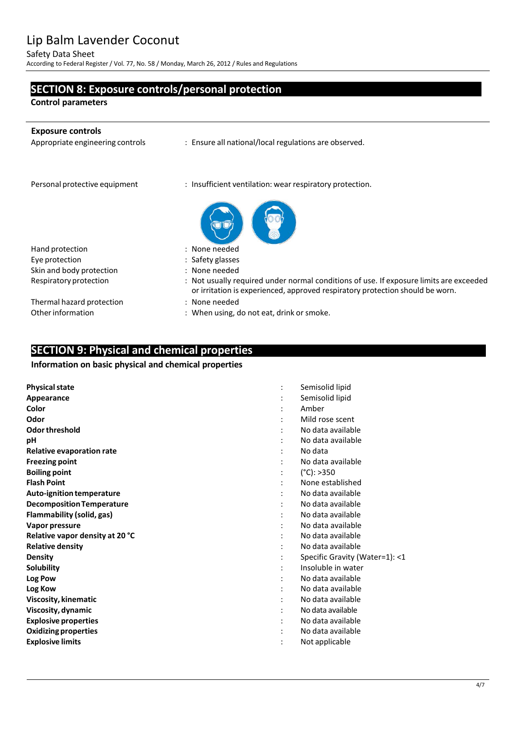## SECTION 8: Exposure controls/personal protection

**Control parameters**

**Exposure controls**

Appropriate engineering controls : Ensure all national/local regulations are observed.

Personal protective equipment : Insufficient ventilation: wear respiratory protection.

| | |
|---|---|
| Hand protection | : None needed |
| Eye protection | : Safety glasses |
| Skin and body protection | : None needed |
| Respiratory protection | : Not usually required under normal conditions of use. If exposure limits are exceeded or irritation is experienced, approved respiratory protection should be worn. |
| Thermal hazard protection | : None needed |
| Other information | : When using, do not eat, drink or smoke. |

## SECTION 9: Physical and chemical properties

**Information on basic physical and chemical properties**

| | |
|---|---|
| **Physical state** | : Semisolid lipid |
| **Appearance** | : Semisolid lipid |
| **Color** | : Amber |
| **Odor** | : Mild rose scent |
| **Odor threshold** | : No data available |
| **pH** | : No data available |
| **Relative evaporation rate** | : No data |
| **Freezing point** | : No data available |
| **Boiling point** | : (°C): >350 |
| **Flash Point** | : None established |
| **Auto-ignition temperature** | : No data available |
| **Decomposition Temperature** | : No data available |
| **Flammability (solid, gas)** | : No data available |
| **Vapor pressure** | : No data available |
| **Relative vapor density at 20 °C** | : No data available |
| **Relative density** | : No data available |
| **Density** | : Specific Gravity (Water=1): <1 |
| **Solubility** | : Insoluble in water |
| **Log Pow** | : No data available |
| **Log Kow** | : No data available |
| **Viscosity, kinematic** | : No data available |
| **Viscosity, dynamic** | : No data available |
| **Explosive properties** | : No data available |
| **Oxidizing properties** | : No data available |
| **Explosive limits** | : Not applicable |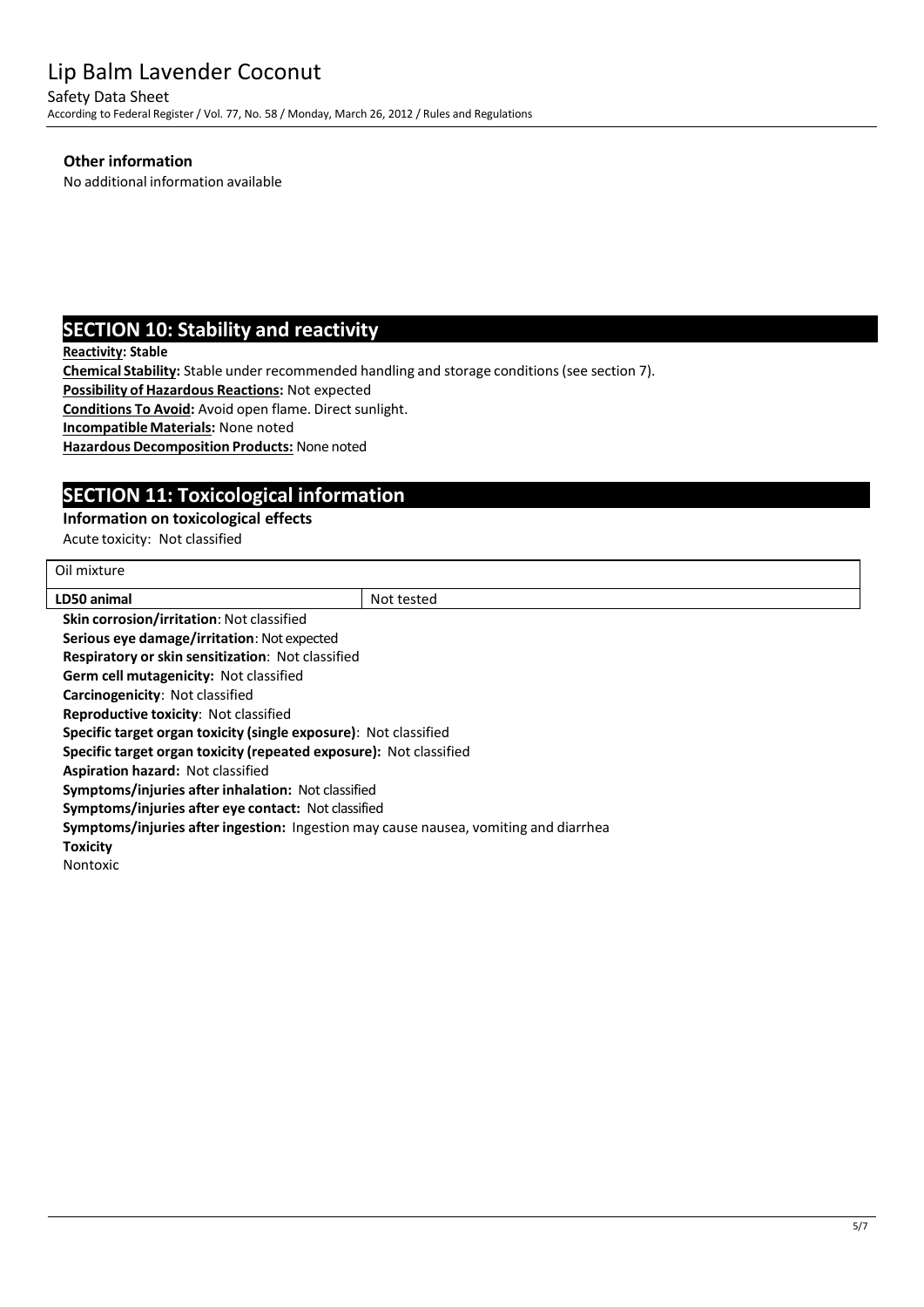### Other information

No additional information available

## SECTION 10: Stability and reactivity

**Reactivity: Stable**

**Chemical Stability:** Stable under recommended handling and storage conditions (see section 7).

**Possibility of Hazardous Reactions:** Not expected

**Conditions To Avoid:** Avoid open flame. Direct sunlight.

**Incompatible Materials:** None noted

**Hazardous Decomposition Products:** None noted

## SECTION 11: Toxicological information

### Information on toxicological effects

Acute toxicity: Not classified

| Oil mixture | |
|---|---|
| **LD50 animal** | Not tested |

**Skin corrosion/irritation**: Not classified

**Serious eye damage/irritation**: Not expected

**Respiratory or skin sensitization**: Not classified

**Germ cell mutagenicity:** Not classified

**Carcinogenicity**: Not classified

**Reproductive toxicity**: Not classified

**Specific target organ toxicity (single exposure)**: Not classified

**Specific target organ toxicity (repeated exposure):** Not classified

**Aspiration hazard:** Not classified

**Symptoms/injuries after inhalation:** Not classified

**Symptoms/injuries after eye contact:** Not classified

**Symptoms/injuries after ingestion:** Ingestion may cause nausea, vomiting and diarrhea

**Toxicity**

Nontoxic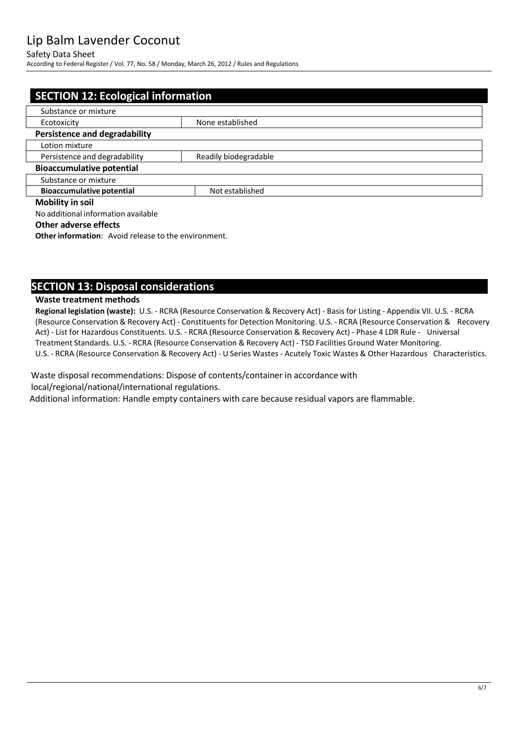## SECTION 12: Ecological information

| Substance or mixture | |
|---|---|
| Ecotoxicity | None established |

**Persistence and degradability**

| Lotion mixture | |
|---|---|
| Persistence and degradability | Readily biodegradable |

**Bioaccumulative potential**

| Substance or mixture | |
|---|---|
| **Bioaccumulative potential** | Not established |

**Mobility in soil**

No additional information available

**Other adverse effects**

**Other information**: Avoid release to the environment.

## SECTION 13: Disposal considerations

**Waste treatment methods**

**Regional legislation (waste):** U.S. - RCRA (Resource Conservation & Recovery Act) - Basis for Listing - Appendix VII. U.S. - RCRA (Resource Conservation & Recovery Act) - Constituents for Detection Monitoring. U.S. - RCRA (Resource Conservation & Recovery Act) - List for Hazardous Constituents. U.S. - RCRA (Resource Conservation & Recovery Act) - Phase 4 LDR Rule - Universal Treatment Standards. U.S. - RCRA (Resource Conservation & Recovery Act) - TSD Facilities Ground Water Monitoring. U.S. - RCRA (Resource Conservation & Recovery Act) - U Series Wastes - Acutely Toxic Wastes & Other Hazardous Characteristics.

Waste disposal recommendations: Dispose of contents/container in accordance with local/regional/national/international regulations.

Additional information: Handle empty containers with care because residual vapors are flammable.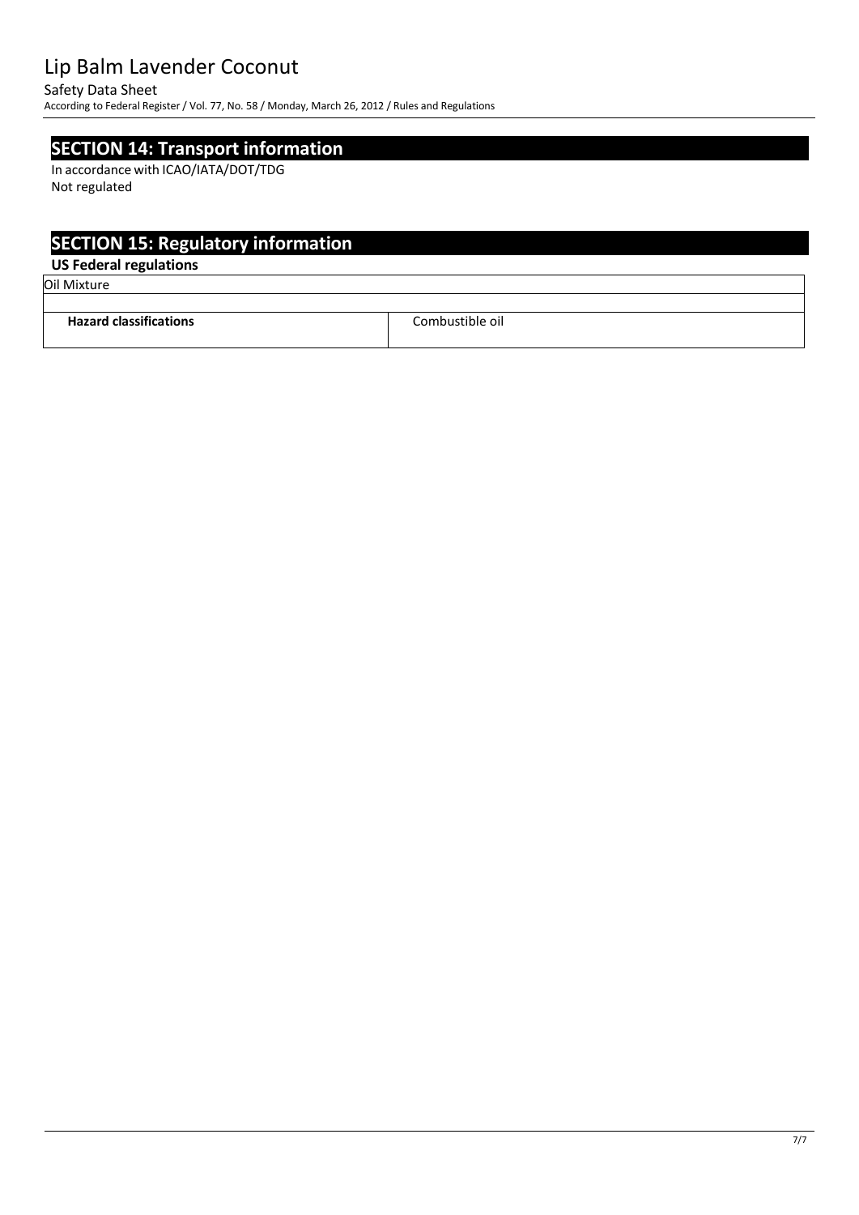## SECTION 14: Transport information

In accordance with ICAO/IATA/DOT/TDG
Not regulated

## SECTION 15: Regulatory information

### US Federal regulations

| Oil Mixture | |
|---|---|
| **Hazard classifications** | Combustible oil |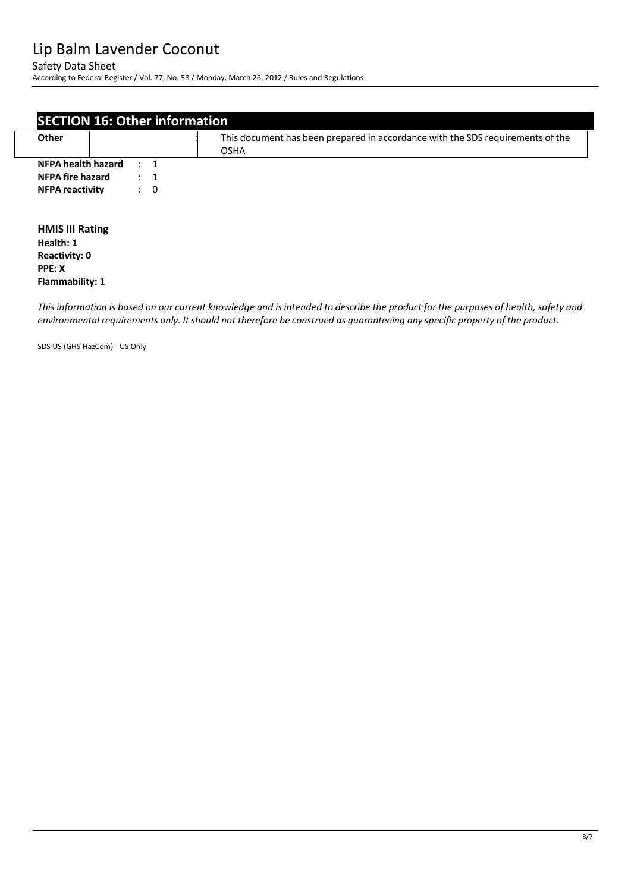## SECTION 16: Other information

| | |
|---|---|
| **Other** | This document has been prepared in accordance with the SDS requirements of the OSHA |

**NFPA health hazard** : 1
**NFPA fire hazard** : 1
**NFPA reactivity** : 0

**HMIS III Rating**
**Health: 1**
**Reactivity: 0**
**PPE: X**
**Flammability: 1**

*This information is based on our current knowledge and is intended to describe the product for the purposes of health, safety and environmental requirements only. It should not therefore be construed as guaranteeing any specific property of the product.*

SDS US (GHS HazCom) - US Only